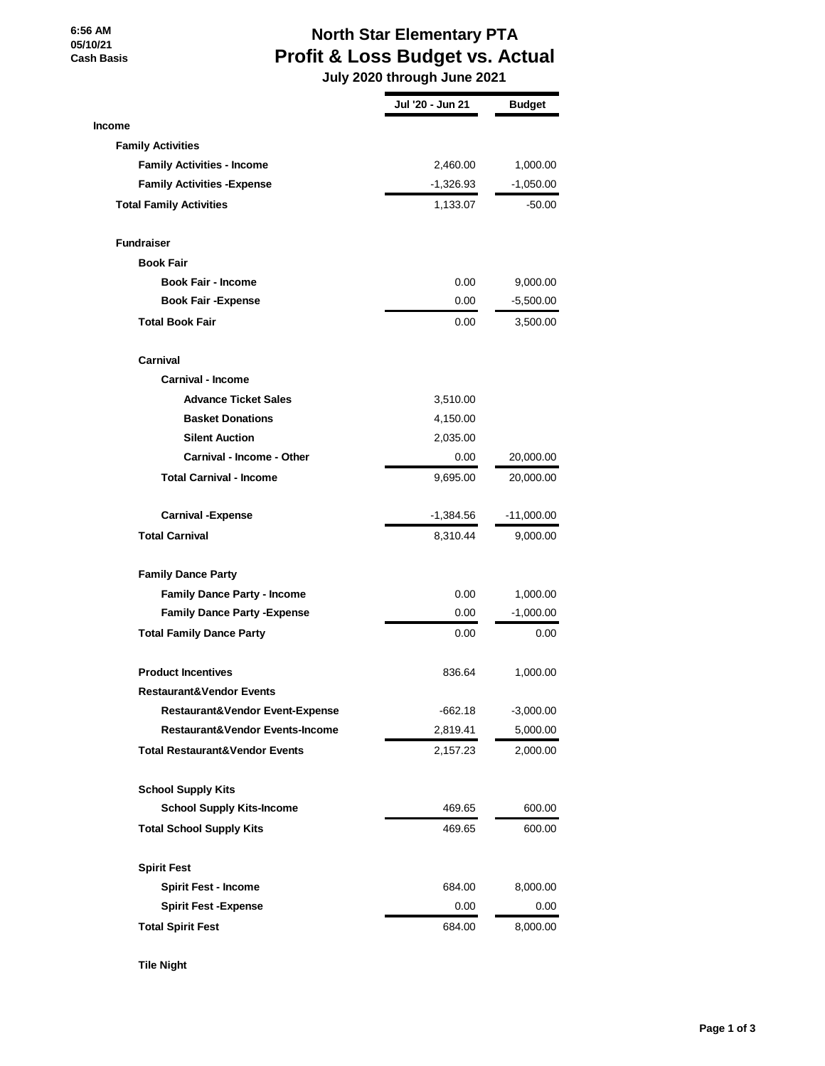6:56 AM
05/10/21
Cash Basis

# North Star Elementary PTA
## Profit & Loss Budget vs. Actual
### July 2020 through June 2021

| | Jul '20 - Jun 21 | Budget |
|---|---|---|
| **Income** | | |
| **Family Activities** | | |
| **Family Activities - Income** | 2,460.00 | 1,000.00 |
| **Family Activities -Expense** | -1,326.93 | -1,050.00 |
| **Total Family Activities** | 1,133.07 | -50.00 |
| | | |
| **Fundraiser** | | |
| **Book Fair** | | |
| **Book Fair - Income** | 0.00 | 9,000.00 |
| **Book Fair -Expense** | 0.00 | -5,500.00 |
| **Total Book Fair** | 0.00 | 3,500.00 |
| | | |
| **Carnival** | | |
| **Carnival - Income** | | |
| **Advance Ticket Sales** | 3,510.00 | |
| **Basket Donations** | 4,150.00 | |
| **Silent Auction** | 2,035.00 | |
| **Carnival - Income - Other** | 0.00 | 20,000.00 |
| **Total Carnival - Income** | 9,695.00 | 20,000.00 |
| | | |
| **Carnival -Expense** | -1,384.56 | -11,000.00 |
| **Total Carnival** | 8,310.44 | 9,000.00 |
| | | |
| **Family Dance Party** | | |
| **Family Dance Party - Income** | 0.00 | 1,000.00 |
| **Family Dance Party -Expense** | 0.00 | -1,000.00 |
| **Total Family Dance Party** | 0.00 | 0.00 |
| | | |
| **Product Incentives** | 836.64 | 1,000.00 |
| **Restaurant&Vendor Events** | | |
| **Restaurant&Vendor Event-Expense** | -662.18 | -3,000.00 |
| **Restaurant&Vendor Events-Income** | 2,819.41 | 5,000.00 |
| **Total Restaurant&Vendor Events** | 2,157.23 | 2,000.00 |
| | | |
| **School Supply Kits** | | |
| **School Supply Kits-Income** | 469.65 | 600.00 |
| **Total School Supply Kits** | 469.65 | 600.00 |
| | | |
| **Spirit Fest** | | |
| **Spirit Fest - Income** | 684.00 | 8,000.00 |
| **Spirit Fest -Expense** | 0.00 | 0.00 |
| **Total Spirit Fest** | 684.00 | 8,000.00 |
| | | |
| **Tile Night** | | |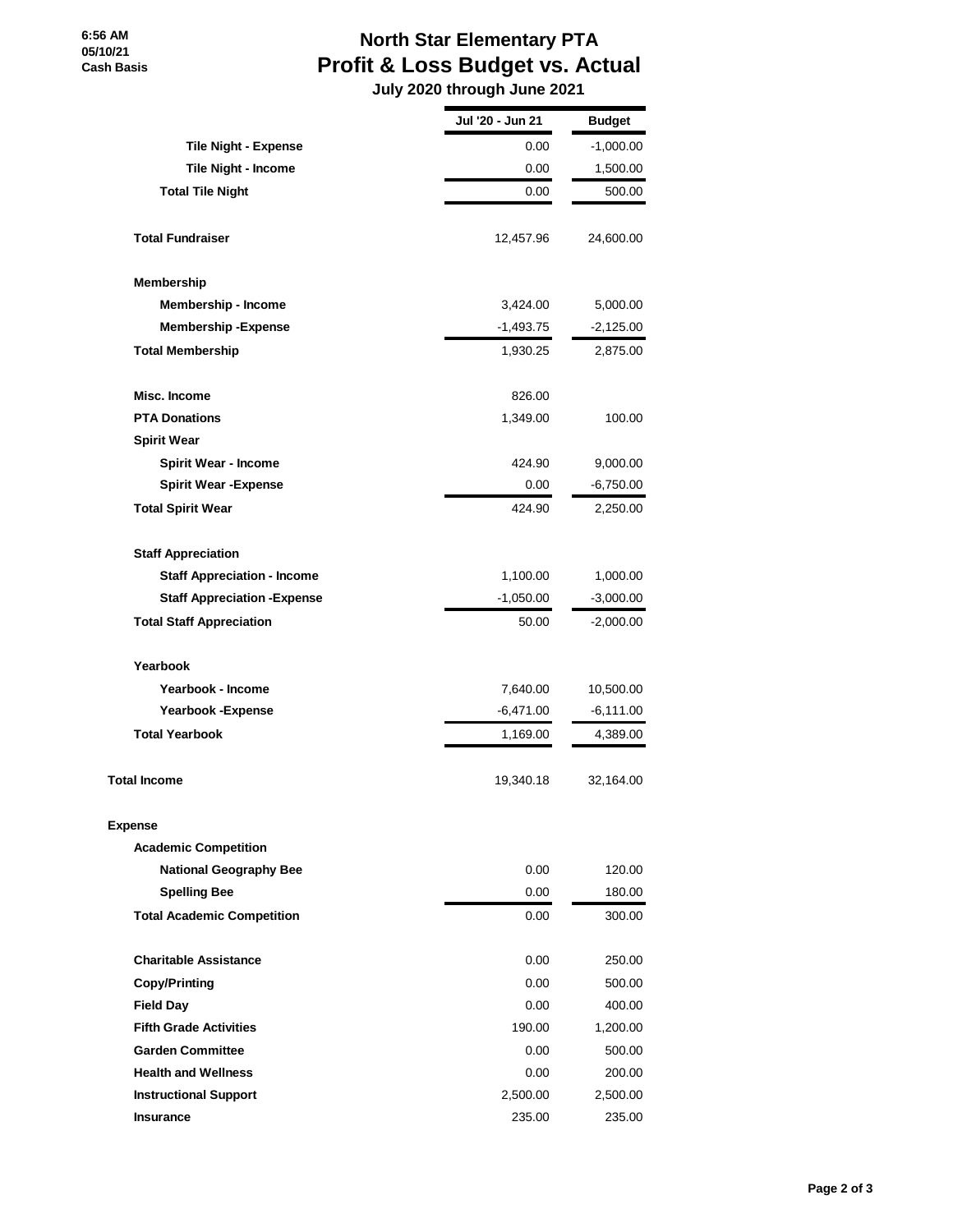# North Star Elementary PTA
## Profit & Loss Budget vs. Actual
### July 2020 through June 2021

6:56 AM
05/10/21
Cash Basis

| | Jul '20 - Jun 21 | Budget |
|---|---|---|
| Tile Night - Expense | 0.00 | -1,000.00 |
| Tile Night - Income | 0.00 | 1,500.00 |
| **Total Tile Night** | 0.00 | 500.00 |
| **Total Fundraiser** | 12,457.96 | 24,600.00 |
| **Membership** | | |
| Membership - Income | 3,424.00 | 5,000.00 |
| Membership -Expense | -1,493.75 | -2,125.00 |
| **Total Membership** | 1,930.25 | 2,875.00 |
| Misc. Income | 826.00 | |
| PTA Donations | 1,349.00 | 100.00 |
| **Spirit Wear** | | |
| Spirit Wear - Income | 424.90 | 9,000.00 |
| Spirit Wear -Expense | 0.00 | -6,750.00 |
| **Total Spirit Wear** | 424.90 | 2,250.00 |
| **Staff Appreciation** | | |
| Staff Appreciation - Income | 1,100.00 | 1,000.00 |
| Staff Appreciation -Expense | -1,050.00 | -3,000.00 |
| **Total Staff Appreciation** | 50.00 | -2,000.00 |
| **Yearbook** | | |
| Yearbook - Income | 7,640.00 | 10,500.00 |
| Yearbook -Expense | -6,471.00 | -6,111.00 |
| **Total Yearbook** | 1,169.00 | 4,389.00 |
| **Total Income** | 19,340.18 | 32,164.00 |
| **Expense** | | |
| **Academic Competition** | | |
| National Geography Bee | 0.00 | 120.00 |
| Spelling Bee | 0.00 | 180.00 |
| **Total Academic Competition** | 0.00 | 300.00 |
| Charitable Assistance | 0.00 | 250.00 |
| Copy/Printing | 0.00 | 500.00 |
| Field Day | 0.00 | 400.00 |
| Fifth Grade Activities | 190.00 | 1,200.00 |
| Garden Committee | 0.00 | 500.00 |
| Health and Wellness | 0.00 | 200.00 |
| Instructional Support | 2,500.00 | 2,500.00 |
| Insurance | 235.00 | 235.00 |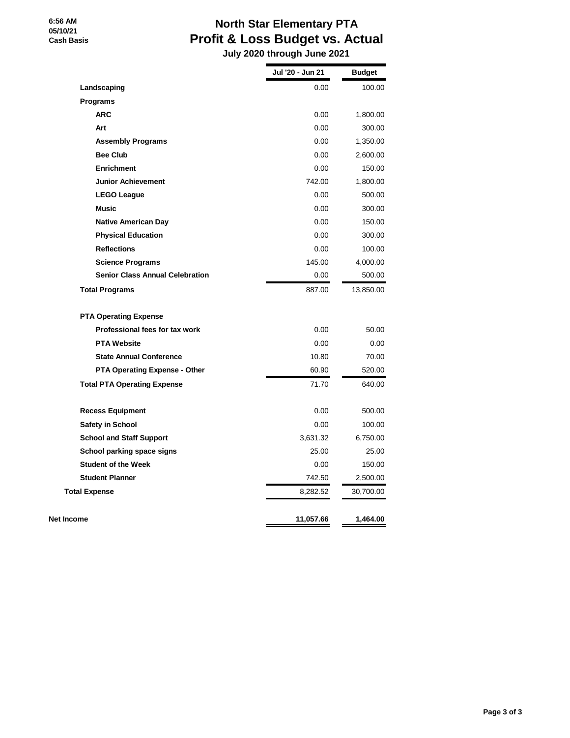6:56 AM
05/10/21
Cash Basis

# North Star Elementary PTA
## Profit & Loss Budget vs. Actual
### July 2020 through June 2021

| | Jul '20 - Jun 21 | Budget |
|---|---|---|
| Landscaping | 0.00 | 100.00 |
| Programs | | |
| ARC | 0.00 | 1,800.00 |
| Art | 0.00 | 300.00 |
| Assembly Programs | 0.00 | 1,350.00 |
| Bee Club | 0.00 | 2,600.00 |
| Enrichment | 0.00 | 150.00 |
| Junior Achievement | 742.00 | 1,800.00 |
| LEGO League | 0.00 | 500.00 |
| Music | 0.00 | 300.00 |
| Native American Day | 0.00 | 150.00 |
| Physical Education | 0.00 | 300.00 |
| Reflections | 0.00 | 100.00 |
| Science Programs | 145.00 | 4,000.00 |
| Senior Class Annual Celebration | 0.00 | 500.00 |
| Total Programs | 887.00 | 13,850.00 |
| PTA Operating Expense | | |
| Professional fees for tax work | 0.00 | 50.00 |
| PTA Website | 0.00 | 0.00 |
| State Annual Conference | 10.80 | 70.00 |
| PTA Operating Expense - Other | 60.90 | 520.00 |
| Total PTA Operating Expense | 71.70 | 640.00 |
| Recess Equipment | 0.00 | 500.00 |
| Safety in School | 0.00 | 100.00 |
| School and Staff Support | 3,631.32 | 6,750.00 |
| School parking space signs | 25.00 | 25.00 |
| Student of the Week | 0.00 | 150.00 |
| Student Planner | 742.50 | 2,500.00 |
| Total Expense | 8,282.52 | 30,700.00 |
| Net Income | 11,057.66 | 1,464.00 |